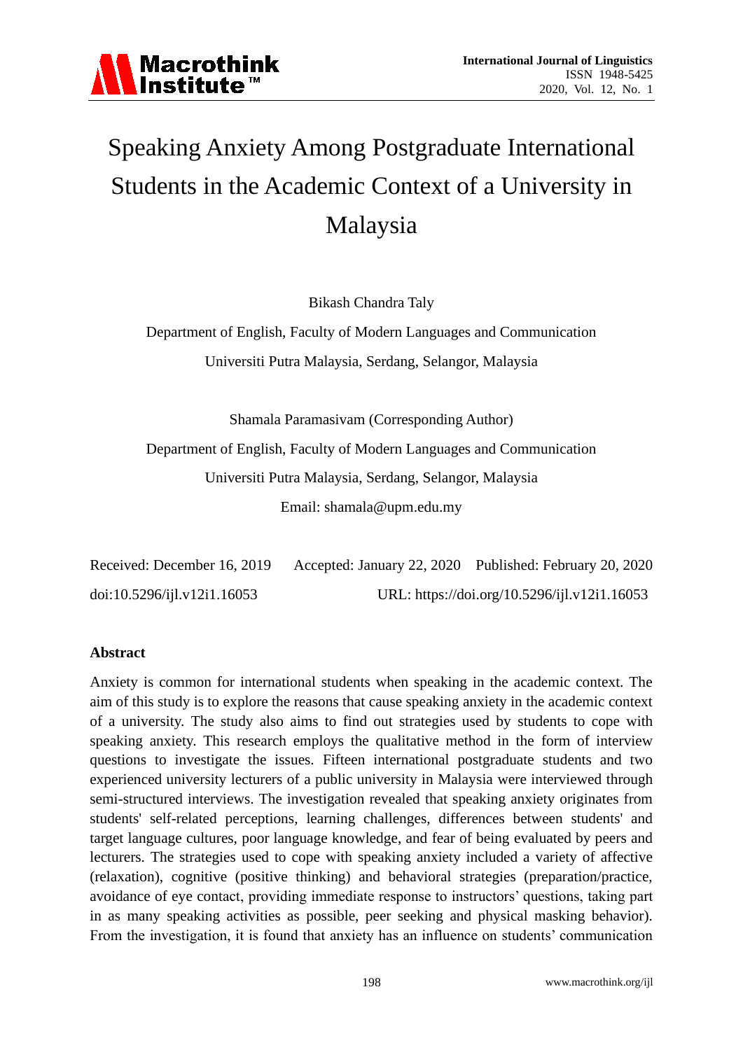# Speaking Anxiety Among Postgraduate International Students in the Academic Context of a University in Malaysia

Bikash Chandra Taly

Department of English, Faculty of Modern Languages and Communication

Universiti Putra Malaysia, Serdang, Selangor, Malaysia

Shamala Paramasivam (Corresponding Author)

Department of English, Faculty of Modern Languages and Communication

Universiti Putra Malaysia, Serdang, Selangor, Malaysia

Email: shamala@upm.edu.my

Received: December 16, 2019 Accepted: January 22, 2020 Published: February 20, 2020

doi:10.5296/ijl.v12i1.16053 URL: https://doi.org/10.5296/ijl.v12i1.16053

**Abstract**

Anxiety is common for international students when speaking in the academic context. The aim of this study is to explore the reasons that cause speaking anxiety in the academic context of a university. The study also aims to find out strategies used by students to cope with speaking anxiety. This research employs the qualitative method in the form of interview questions to investigate the issues. Fifteen international postgraduate students and two experienced university lecturers of a public university in Malaysia were interviewed through semi-structured interviews. The investigation revealed that speaking anxiety originates from students' self-related perceptions, learning challenges, differences between students' and target language cultures, poor language knowledge, and fear of being evaluated by peers and lecturers. The strategies used to cope with speaking anxiety included a variety of affective (relaxation), cognitive (positive thinking) and behavioral strategies (preparation/practice, avoidance of eye contact, providing immediate response to instructors' questions, taking part in as many speaking activities as possible, peer seeking and physical masking behavior). From the investigation, it is found that anxiety has an influence on students' communication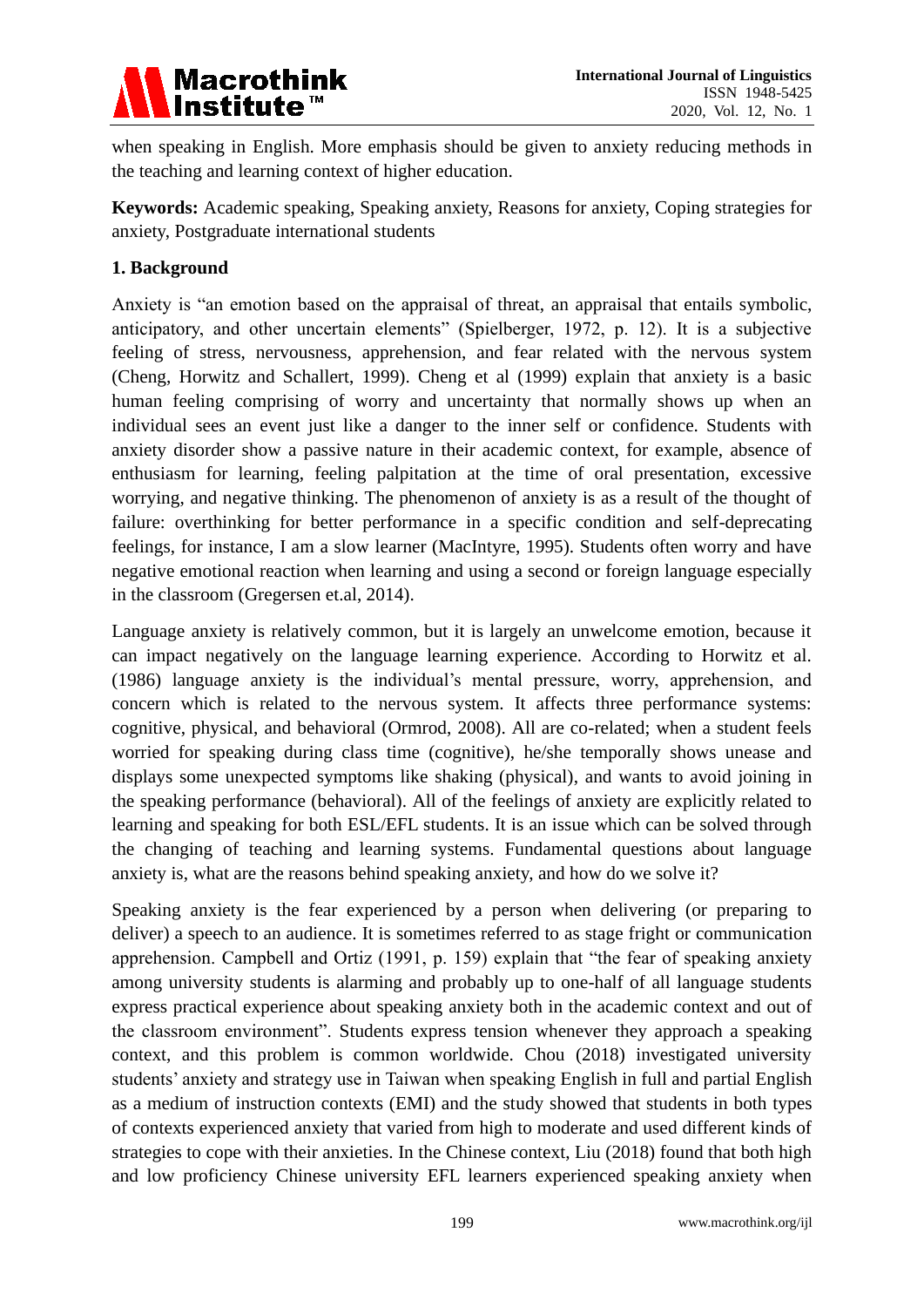when speaking in English. More emphasis should be given to anxiety reducing methods in the teaching and learning context of higher education.

**Keywords:** Academic speaking, Speaking anxiety, Reasons for anxiety, Coping strategies for anxiety, Postgraduate international students

## 1. Background

Anxiety is "an emotion based on the appraisal of threat, an appraisal that entails symbolic, anticipatory, and other uncertain elements" (Spielberger, 1972, p. 12). It is a subjective feeling of stress, nervousness, apprehension, and fear related with the nervous system (Cheng, Horwitz and Schallert, 1999). Cheng et al (1999) explain that anxiety is a basic human feeling comprising of worry and uncertainty that normally shows up when an individual sees an event just like a danger to the inner self or confidence. Students with anxiety disorder show a passive nature in their academic context, for example, absence of enthusiasm for learning, feeling palpitation at the time of oral presentation, excessive worrying, and negative thinking. The phenomenon of anxiety is as a result of the thought of failure: overthinking for better performance in a specific condition and self-deprecating feelings, for instance, I am a slow learner (MacIntyre, 1995). Students often worry and have negative emotional reaction when learning and using a second or foreign language especially in the classroom (Gregersen et.al, 2014).

Language anxiety is relatively common, but it is largely an unwelcome emotion, because it can impact negatively on the language learning experience. According to Horwitz et al. (1986) language anxiety is the individual's mental pressure, worry, apprehension, and concern which is related to the nervous system. It affects three performance systems: cognitive, physical, and behavioral (Ormrod, 2008). All are co-related; when a student feels worried for speaking during class time (cognitive), he/she temporally shows unease and displays some unexpected symptoms like shaking (physical), and wants to avoid joining in the speaking performance (behavioral). All of the feelings of anxiety are explicitly related to learning and speaking for both ESL/EFL students. It is an issue which can be solved through the changing of teaching and learning systems. Fundamental questions about language anxiety is, what are the reasons behind speaking anxiety, and how do we solve it?

Speaking anxiety is the fear experienced by a person when delivering (or preparing to deliver) a speech to an audience. It is sometimes referred to as stage fright or communication apprehension. Campbell and Ortiz (1991, p. 159) explain that "the fear of speaking anxiety among university students is alarming and probably up to one-half of all language students express practical experience about speaking anxiety both in the academic context and out of the classroom environment". Students express tension whenever they approach a speaking context, and this problem is common worldwide. Chou (2018) investigated university students' anxiety and strategy use in Taiwan when speaking English in full and partial English as a medium of instruction contexts (EMI) and the study showed that students in both types of contexts experienced anxiety that varied from high to moderate and used different kinds of strategies to cope with their anxieties. In the Chinese context, Liu (2018) found that both high and low proficiency Chinese university EFL learners experienced speaking anxiety when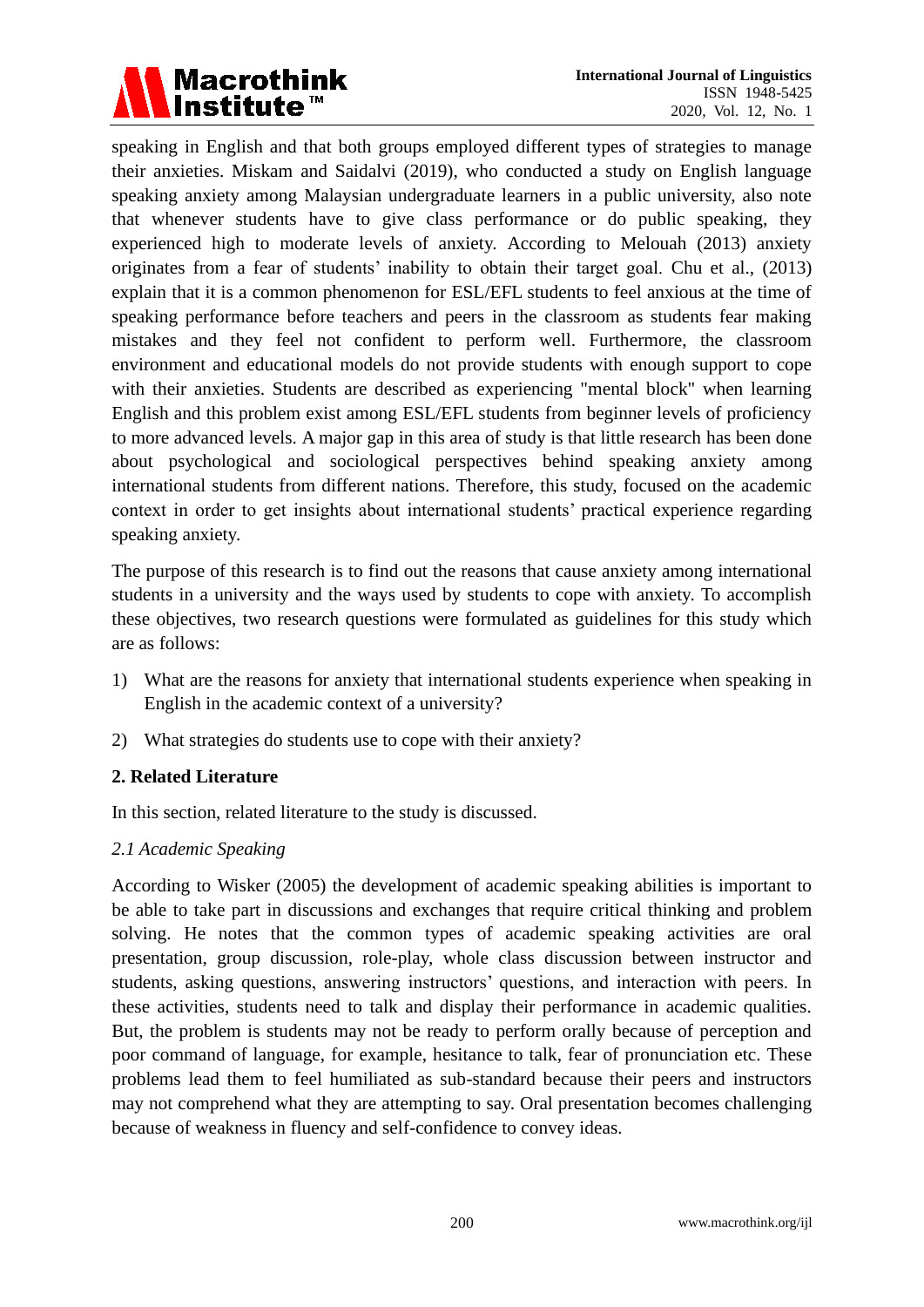speaking in English and that both groups employed different types of strategies to manage their anxieties. Miskam and Saidalvi (2019), who conducted a study on English language speaking anxiety among Malaysian undergraduate learners in a public university, also note that whenever students have to give class performance or do public speaking, they experienced high to moderate levels of anxiety. According to Melouah (2013) anxiety originates from a fear of students' inability to obtain their target goal. Chu et al., (2013) explain that it is a common phenomenon for ESL/EFL students to feel anxious at the time of speaking performance before teachers and peers in the classroom as students fear making mistakes and they feel not confident to perform well. Furthermore, the classroom environment and educational models do not provide students with enough support to cope with their anxieties. Students are described as experiencing "mental block" when learning English and this problem exist among ESL/EFL students from beginner levels of proficiency to more advanced levels. A major gap in this area of study is that little research has been done about psychological and sociological perspectives behind speaking anxiety among international students from different nations. Therefore, this study, focused on the academic context in order to get insights about international students' practical experience regarding speaking anxiety.

The purpose of this research is to find out the reasons that cause anxiety among international students in a university and the ways used by students to cope with anxiety. To accomplish these objectives, two research questions were formulated as guidelines for this study which are as follows:

1) What are the reasons for anxiety that international students experience when speaking in English in the academic context of a university?

2) What strategies do students use to cope with their anxiety?

## 2. Related Literature

In this section, related literature to the study is discussed.

### *2.1 Academic Speaking*

According to Wisker (2005) the development of academic speaking abilities is important to be able to take part in discussions and exchanges that require critical thinking and problem solving. He notes that the common types of academic speaking activities are oral presentation, group discussion, role-play, whole class discussion between instructor and students, asking questions, answering instructors' questions, and interaction with peers. In these activities, students need to talk and display their performance in academic qualities. But, the problem is students may not be ready to perform orally because of perception and poor command of language, for example, hesitance to talk, fear of pronunciation etc. These problems lead them to feel humiliated as sub-standard because their peers and instructors may not comprehend what they are attempting to say. Oral presentation becomes challenging because of weakness in fluency and self-confidence to convey ideas.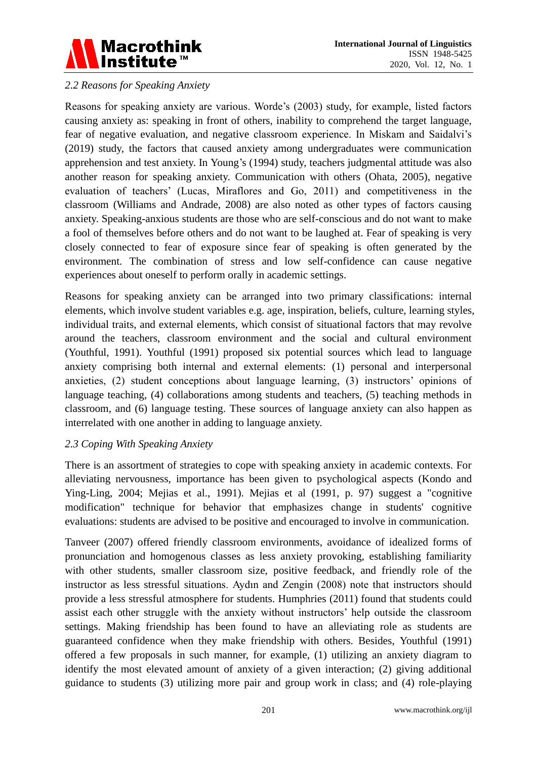### 2.2 Reasons for Speaking Anxiety

Reasons for speaking anxiety are various. Worde's (2003) study, for example, listed factors causing anxiety as: speaking in front of others, inability to comprehend the target language, fear of negative evaluation, and negative classroom experience. In Miskam and Saidalvi's (2019) study, the factors that caused anxiety among undergraduates were communication apprehension and test anxiety. In Young's (1994) study, teachers judgmental attitude was also another reason for speaking anxiety. Communication with others (Ohata, 2005), negative evaluation of teachers' (Lucas, Miraflores and Go, 2011) and competitiveness in the classroom (Williams and Andrade, 2008) are also noted as other types of factors causing anxiety. Speaking-anxious students are those who are self-conscious and do not want to make a fool of themselves before others and do not want to be laughed at. Fear of speaking is very closely connected to fear of exposure since fear of speaking is often generated by the environment. The combination of stress and low self-confidence can cause negative experiences about oneself to perform orally in academic settings.

Reasons for speaking anxiety can be arranged into two primary classifications: internal elements, which involve student variables e.g. age, inspiration, beliefs, culture, learning styles, individual traits, and external elements, which consist of situational factors that may revolve around the teachers, classroom environment and the social and cultural environment (Youthful, 1991). Youthful (1991) proposed six potential sources which lead to language anxiety comprising both internal and external elements: (1) personal and interpersonal anxieties, (2) student conceptions about language learning, (3) instructors' opinions of language teaching, (4) collaborations among students and teachers, (5) teaching methods in classroom, and (6) language testing. These sources of language anxiety can also happen as interrelated with one another in adding to language anxiety.

### 2.3 Coping With Speaking Anxiety

There is an assortment of strategies to cope with speaking anxiety in academic contexts. For alleviating nervousness, importance has been given to psychological aspects (Kondo and Ying-Ling, 2004; Mejias et al., 1991). Mejias et al (1991, p. 97) suggest a "cognitive modification" technique for behavior that emphasizes change in students' cognitive evaluations: students are advised to be positive and encouraged to involve in communication.

Tanveer (2007) offered friendly classroom environments, avoidance of idealized forms of pronunciation and homogenous classes as less anxiety provoking, establishing familiarity with other students, smaller classroom size, positive feedback, and friendly role of the instructor as less stressful situations. Aydın and Zengin (2008) note that instructors should provide a less stressful atmosphere for students. Humphries (2011) found that students could assist each other struggle with the anxiety without instructors' help outside the classroom settings. Making friendship has been found to have an alleviating role as students are guaranteed confidence when they make friendship with others. Besides, Youthful (1991) offered a few proposals in such manner, for example, (1) utilizing an anxiety diagram to identify the most elevated amount of anxiety of a given interaction; (2) giving additional guidance to students (3) utilizing more pair and group work in class; and (4) role-playing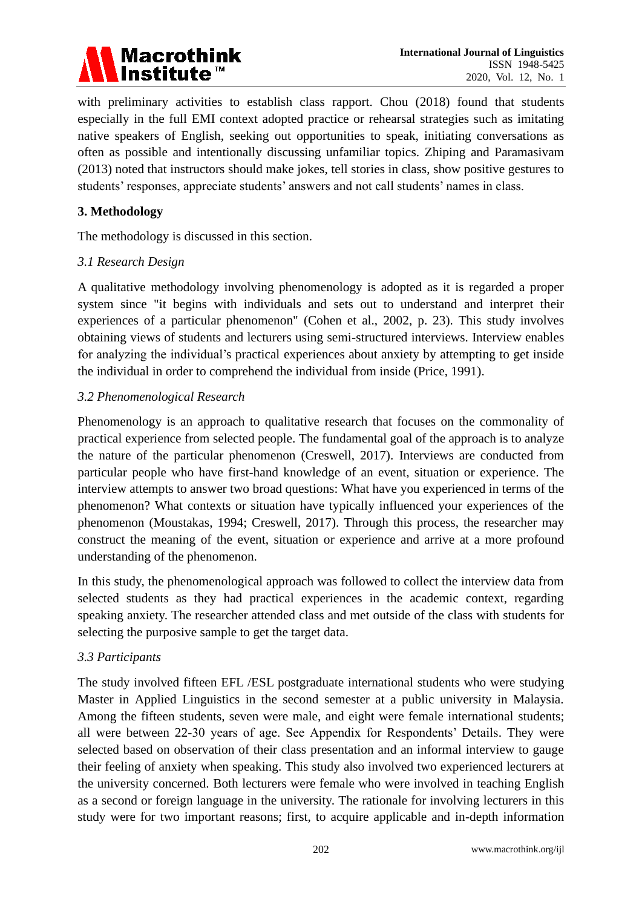with preliminary activities to establish class rapport. Chou (2018) found that students especially in the full EMI context adopted practice or rehearsal strategies such as imitating native speakers of English, seeking out opportunities to speak, initiating conversations as often as possible and intentionally discussing unfamiliar topics. Zhiping and Paramasivam (2013) noted that instructors should make jokes, tell stories in class, show positive gestures to students' responses, appreciate students' answers and not call students' names in class.

## 3. Methodology

The methodology is discussed in this section.

### *3.1 Research Design*

A qualitative methodology involving phenomenology is adopted as it is regarded a proper system since "it begins with individuals and sets out to understand and interpret their experiences of a particular phenomenon" (Cohen et al., 2002, p. 23). This study involves obtaining views of students and lecturers using semi-structured interviews. Interview enables for analyzing the individual's practical experiences about anxiety by attempting to get inside the individual in order to comprehend the individual from inside (Price, 1991).

### *3.2 Phenomenological Research*

Phenomenology is an approach to qualitative research that focuses on the commonality of practical experience from selected people. The fundamental goal of the approach is to analyze the nature of the particular phenomenon (Creswell, 2017). Interviews are conducted from particular people who have first-hand knowledge of an event, situation or experience. The interview attempts to answer two broad questions: What have you experienced in terms of the phenomenon? What contexts or situation have typically influenced your experiences of the phenomenon (Moustakas, 1994; Creswell, 2017). Through this process, the researcher may construct the meaning of the event, situation or experience and arrive at a more profound understanding of the phenomenon.

In this study, the phenomenological approach was followed to collect the interview data from selected students as they had practical experiences in the academic context, regarding speaking anxiety. The researcher attended class and met outside of the class with students for selecting the purposive sample to get the target data.

### *3.3 Participants*

The study involved fifteen EFL /ESL postgraduate international students who were studying Master in Applied Linguistics in the second semester at a public university in Malaysia. Among the fifteen students, seven were male, and eight were female international students; all were between 22-30 years of age. See Appendix for Respondents' Details. They were selected based on observation of their class presentation and an informal interview to gauge their feeling of anxiety when speaking. This study also involved two experienced lecturers at the university concerned. Both lecturers were female who were involved in teaching English as a second or foreign language in the university. The rationale for involving lecturers in this study were for two important reasons; first, to acquire applicable and in-depth information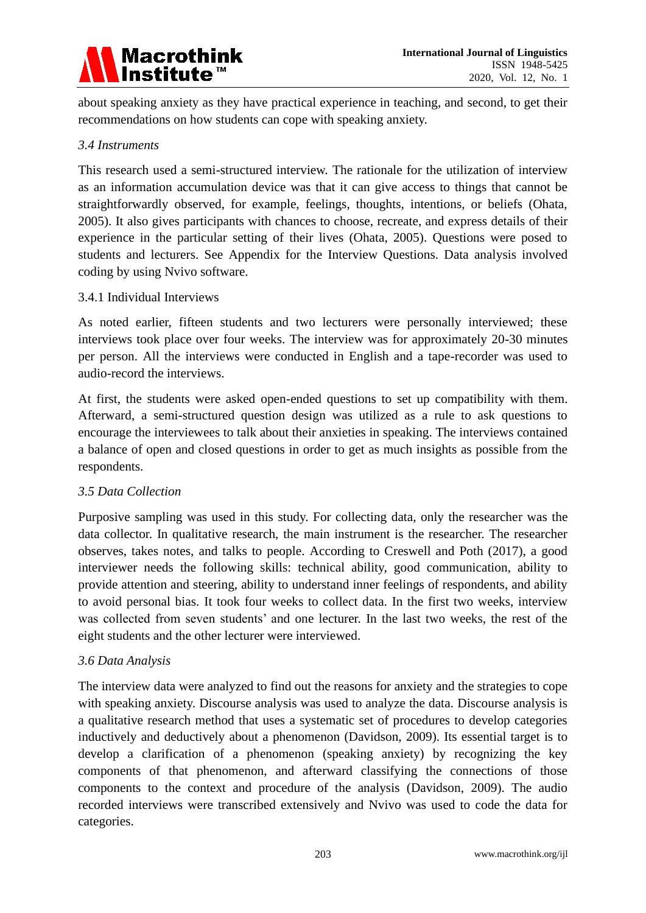about speaking anxiety as they have practical experience in teaching, and second, to get their recommendations on how students can cope with speaking anxiety.

### *3.4 Instruments*

This research used a semi-structured interview. The rationale for the utilization of interview as an information accumulation device was that it can give access to things that cannot be straightforwardly observed, for example, feelings, thoughts, intentions, or beliefs (Ohata, 2005). It also gives participants with chances to choose, recreate, and express details of their experience in the particular setting of their lives (Ohata, 2005). Questions were posed to students and lecturers. See Appendix for the Interview Questions. Data analysis involved coding by using Nvivo software.

#### 3.4.1 Individual Interviews

As noted earlier, fifteen students and two lecturers were personally interviewed; these interviews took place over four weeks. The interview was for approximately 20-30 minutes per person. All the interviews were conducted in English and a tape-recorder was used to audio-record the interviews.

At first, the students were asked open-ended questions to set up compatibility with them. Afterward, a semi-structured question design was utilized as a rule to ask questions to encourage the interviewees to talk about their anxieties in speaking. The interviews contained a balance of open and closed questions in order to get as much insights as possible from the respondents.

### *3.5 Data Collection*

Purposive sampling was used in this study. For collecting data, only the researcher was the data collector. In qualitative research, the main instrument is the researcher. The researcher observes, takes notes, and talks to people. According to Creswell and Poth (2017), a good interviewer needs the following skills: technical ability, good communication, ability to provide attention and steering, ability to understand inner feelings of respondents, and ability to avoid personal bias. It took four weeks to collect data. In the first two weeks, interview was collected from seven students' and one lecturer. In the last two weeks, the rest of the eight students and the other lecturer were interviewed.

### *3.6 Data Analysis*

The interview data were analyzed to find out the reasons for anxiety and the strategies to cope with speaking anxiety. Discourse analysis was used to analyze the data. Discourse analysis is a qualitative research method that uses a systematic set of procedures to develop categories inductively and deductively about a phenomenon (Davidson, 2009). Its essential target is to develop a clarification of a phenomenon (speaking anxiety) by recognizing the key components of that phenomenon, and afterward classifying the connections of those components to the context and procedure of the analysis (Davidson, 2009). The audio recorded interviews were transcribed extensively and Nvivo was used to code the data for categories.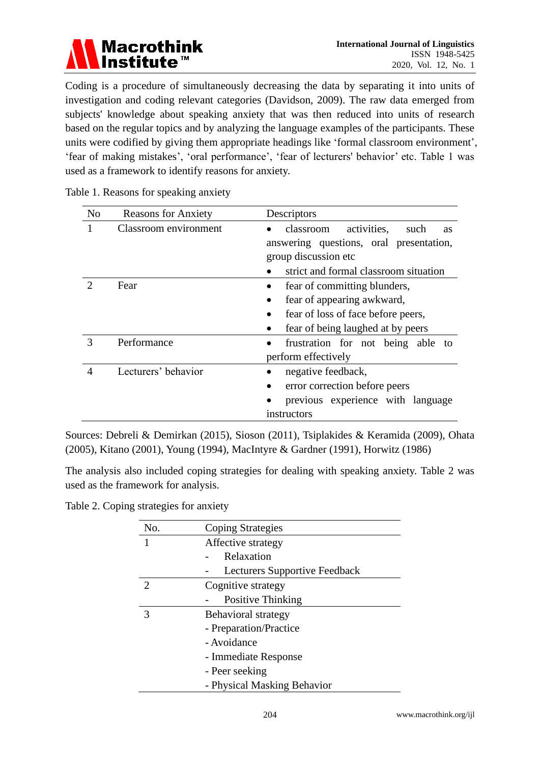Coding is a procedure of simultaneously decreasing the data by separating it into units of investigation and coding relevant categories (Davidson, 2009). The raw data emerged from subjects' knowledge about speaking anxiety that was then reduced into units of research based on the regular topics and by analyzing the language examples of the participants. These units were codified by giving them appropriate headings like 'formal classroom environment', 'fear of making mistakes', 'oral performance', 'fear of lecturers' behavior' etc. Table 1 was used as a framework to identify reasons for anxiety.

Table 1. Reasons for speaking anxiety

| No | Reasons for Anxiety | Descriptors |
|---|---|---|
| 1 | Classroom environment | • classroom activities, such as answering questions, oral presentation, group discussion etc<br>• strict and formal classroom situation |
| 2 | Fear | • fear of committing blunders,<br>• fear of appearing awkward,<br>• fear of loss of face before peers,<br>• fear of being laughed at by peers |
| 3 | Performance | • frustration for not being able to perform effectively |
| 4 | Lecturers' behavior | • negative feedback,<br>• error correction before peers<br>• previous experience with language instructors |

Sources: Debreli & Demirkan (2015), Sioson (2011), Tsiplakides & Keramida (2009), Ohata (2005), Kitano (2001), Young (1994), MacIntyre & Gardner (1991), Horwitz (1986)

The analysis also included coping strategies for dealing with speaking anxiety. Table 2 was used as the framework for analysis.

Table 2. Coping strategies for anxiety

| No. | Coping Strategies |
|---|---|
| 1 | Affective strategy<br>- Relaxation<br>- Lecturers Supportive Feedback |
| 2 | Cognitive strategy<br>- Positive Thinking |
| 3 | Behavioral strategy<br>- Preparation/Practice<br>- Avoidance<br>- Immediate Response<br>- Peer seeking<br>- Physical Masking Behavior |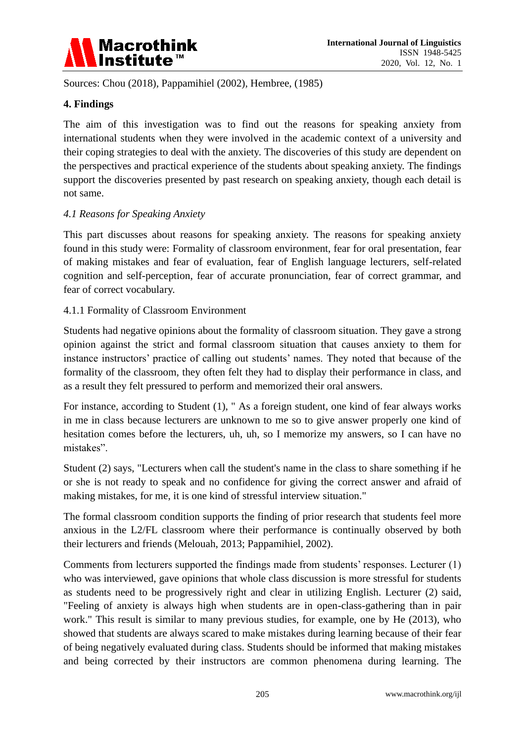Sources: Chou (2018), Pappamihiel (2002), Hembree, (1985)

## 4. Findings

The aim of this investigation was to find out the reasons for speaking anxiety from international students when they were involved in the academic context of a university and their coping strategies to deal with the anxiety. The discoveries of this study are dependent on the perspectives and practical experience of the students about speaking anxiety. The findings support the discoveries presented by past research on speaking anxiety, though each detail is not same.

### *4.1 Reasons for Speaking Anxiety*

This part discusses about reasons for speaking anxiety. The reasons for speaking anxiety found in this study were: Formality of classroom environment, fear for oral presentation, fear of making mistakes and fear of evaluation, fear of English language lecturers, self-related cognition and self-perception, fear of accurate pronunciation, fear of correct grammar, and fear of correct vocabulary.

#### 4.1.1 Formality of Classroom Environment

Students had negative opinions about the formality of classroom situation. They gave a strong opinion against the strict and formal classroom situation that causes anxiety to them for instance instructors' practice of calling out students' names. They noted that because of the formality of the classroom, they often felt they had to display their performance in class, and as a result they felt pressured to perform and memorized their oral answers.

For instance, according to Student (1), " As a foreign student, one kind of fear always works in me in class because lecturers are unknown to me so to give answer properly one kind of hesitation comes before the lecturers, uh, uh, so I memorize my answers, so I can have no mistakes".

Student (2) says, "Lecturers when call the student's name in the class to share something if he or she is not ready to speak and no confidence for giving the correct answer and afraid of making mistakes, for me, it is one kind of stressful interview situation."

The formal classroom condition supports the finding of prior research that students feel more anxious in the L2/FL classroom where their performance is continually observed by both their lecturers and friends (Melouah, 2013; Pappamihiel, 2002).

Comments from lecturers supported the findings made from students' responses. Lecturer (1) who was interviewed, gave opinions that whole class discussion is more stressful for students as students need to be progressively right and clear in utilizing English. Lecturer (2) said, "Feeling of anxiety is always high when students are in open-class-gathering than in pair work." This result is similar to many previous studies, for example, one by He (2013), who showed that students are always scared to make mistakes during learning because of their fear of being negatively evaluated during class. Students should be informed that making mistakes and being corrected by their instructors are common phenomena during learning. The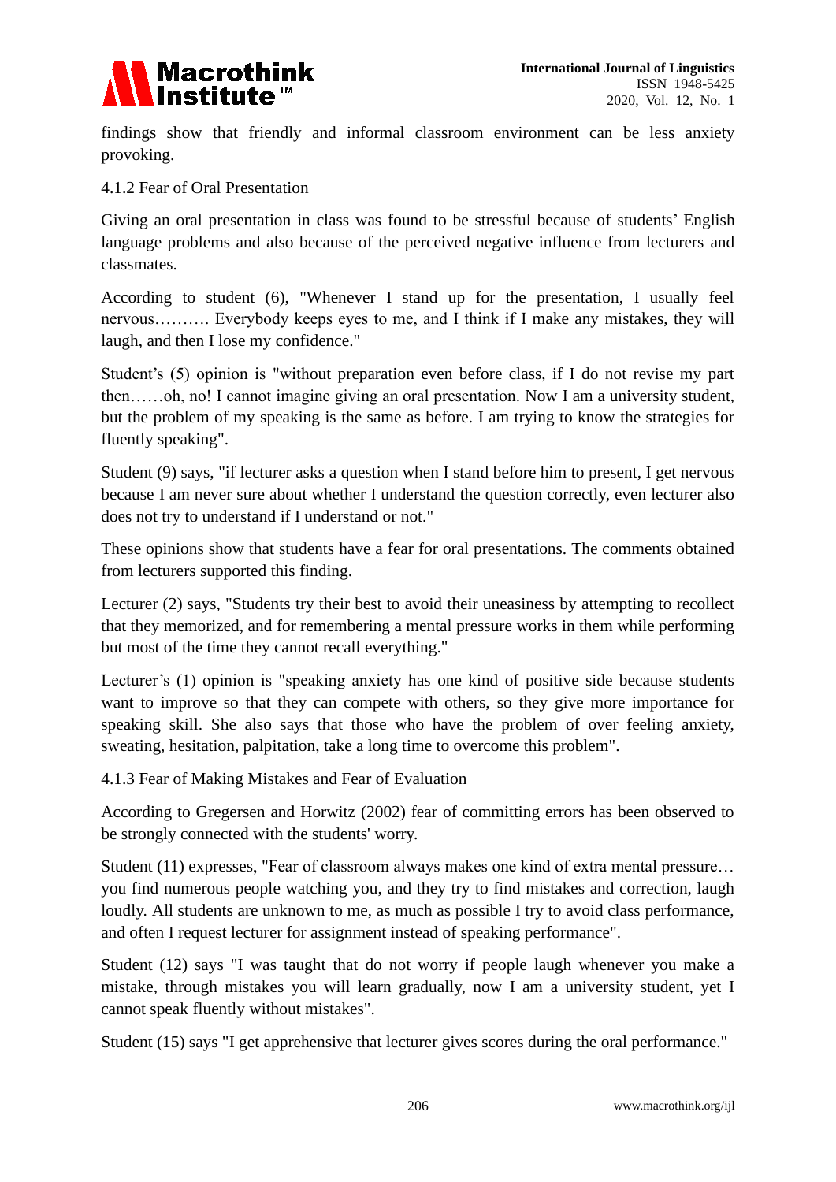findings show that friendly and informal classroom environment can be less anxiety provoking.

#### 4.1.2 Fear of Oral Presentation

Giving an oral presentation in class was found to be stressful because of students' English language problems and also because of the perceived negative influence from lecturers and classmates.

According to student (6), "Whenever I stand up for the presentation, I usually feel nervous………. Everybody keeps eyes to me, and I think if I make any mistakes, they will laugh, and then I lose my confidence."

Student's (5) opinion is "without preparation even before class, if I do not revise my part then……oh, no! I cannot imagine giving an oral presentation. Now I am a university student, but the problem of my speaking is the same as before. I am trying to know the strategies for fluently speaking".

Student (9) says, "if lecturer asks a question when I stand before him to present, I get nervous because I am never sure about whether I understand the question correctly, even lecturer also does not try to understand if I understand or not."

These opinions show that students have a fear for oral presentations. The comments obtained from lecturers supported this finding.

Lecturer (2) says, "Students try their best to avoid their uneasiness by attempting to recollect that they memorized, and for remembering a mental pressure works in them while performing but most of the time they cannot recall everything."

Lecturer's (1) opinion is "speaking anxiety has one kind of positive side because students want to improve so that they can compete with others, so they give more importance for speaking skill. She also says that those who have the problem of over feeling anxiety, sweating, hesitation, palpitation, take a long time to overcome this problem".

#### 4.1.3 Fear of Making Mistakes and Fear of Evaluation

According to Gregersen and Horwitz (2002) fear of committing errors has been observed to be strongly connected with the students' worry.

Student (11) expresses, "Fear of classroom always makes one kind of extra mental pressure… you find numerous people watching you, and they try to find mistakes and correction, laugh loudly. All students are unknown to me, as much as possible I try to avoid class performance, and often I request lecturer for assignment instead of speaking performance".

Student (12) says "I was taught that do not worry if people laugh whenever you make a mistake, through mistakes you will learn gradually, now I am a university student, yet I cannot speak fluently without mistakes".

Student (15) says "I get apprehensive that lecturer gives scores during the oral performance."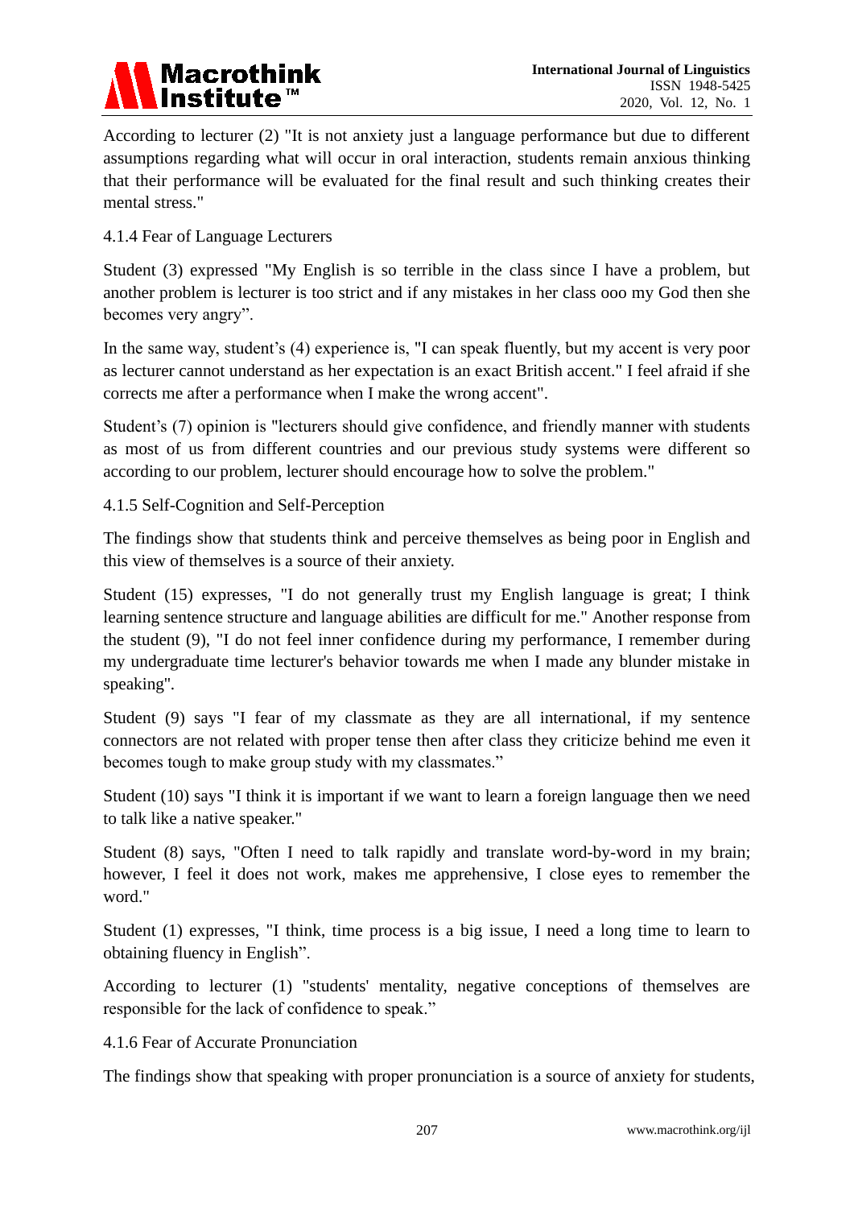According to lecturer (2) "It is not anxiety just a language performance but due to different assumptions regarding what will occur in oral interaction, students remain anxious thinking that their performance will be evaluated for the final result and such thinking creates their mental stress."

### 4.1.4 Fear of Language Lecturers

Student (3) expressed "My English is so terrible in the class since I have a problem, but another problem is lecturer is too strict and if any mistakes in her class ooo my God then she becomes very angry".

In the same way, student's (4) experience is, "I can speak fluently, but my accent is very poor as lecturer cannot understand as her expectation is an exact British accent." I feel afraid if she corrects me after a performance when I make the wrong accent".

Student's (7) opinion is "lecturers should give confidence, and friendly manner with students as most of us from different countries and our previous study systems were different so according to our problem, lecturer should encourage how to solve the problem."

### 4.1.5 Self-Cognition and Self-Perception

The findings show that students think and perceive themselves as being poor in English and this view of themselves is a source of their anxiety.

Student (15) expresses, "I do not generally trust my English language is great; I think learning sentence structure and language abilities are difficult for me." Another response from the student (9), "I do not feel inner confidence during my performance, I remember during my undergraduate time lecturer's behavior towards me when I made any blunder mistake in speaking".

Student (9) says "I fear of my classmate as they are all international, if my sentence connectors are not related with proper tense then after class they criticize behind me even it becomes tough to make group study with my classmates."

Student (10) says "I think it is important if we want to learn a foreign language then we need to talk like a native speaker."

Student (8) says, "Often I need to talk rapidly and translate word-by-word in my brain; however, I feel it does not work, makes me apprehensive, I close eyes to remember the word."

Student (1) expresses, "I think, time process is a big issue, I need a long time to learn to obtaining fluency in English".

According to lecturer (1) "students' mentality, negative conceptions of themselves are responsible for the lack of confidence to speak."

### 4.1.6 Fear of Accurate Pronunciation

The findings show that speaking with proper pronunciation is a source of anxiety for students,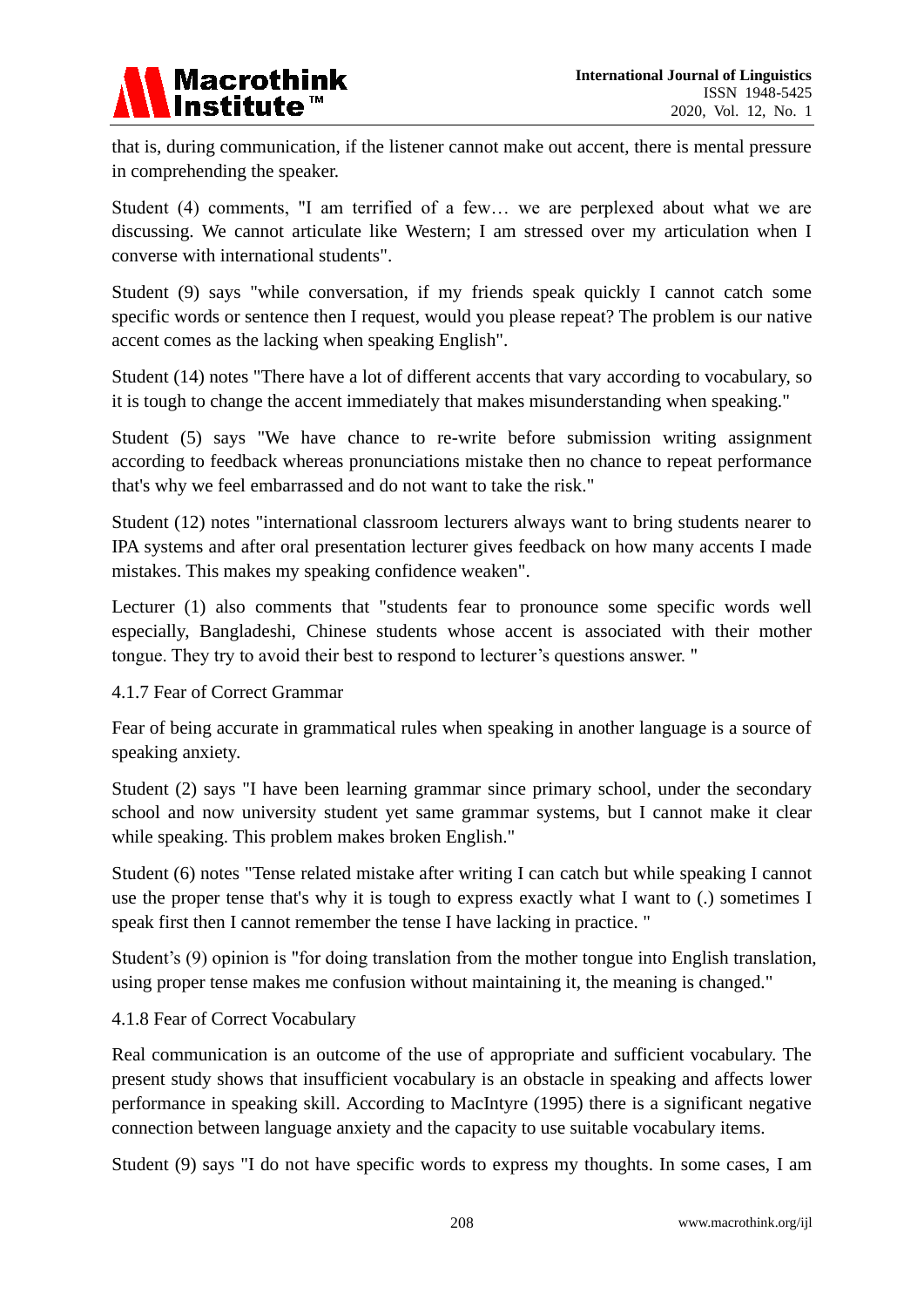that is, during communication, if the listener cannot make out accent, there is mental pressure in comprehending the speaker.

Student (4) comments, "I am terrified of a few… we are perplexed about what we are discussing. We cannot articulate like Western; I am stressed over my articulation when I converse with international students".

Student (9) says "while conversation, if my friends speak quickly I cannot catch some specific words or sentence then I request, would you please repeat? The problem is our native accent comes as the lacking when speaking English".

Student (14) notes "There have a lot of different accents that vary according to vocabulary, so it is tough to change the accent immediately that makes misunderstanding when speaking."

Student (5) says "We have chance to re-write before submission writing assignment according to feedback whereas pronunciations mistake then no chance to repeat performance that's why we feel embarrassed and do not want to take the risk."

Student (12) notes "international classroom lecturers always want to bring students nearer to IPA systems and after oral presentation lecturer gives feedback on how many accents I made mistakes. This makes my speaking confidence weaken".

Lecturer (1) also comments that "students fear to pronounce some specific words well especially, Bangladeshi, Chinese students whose accent is associated with their mother tongue. They try to avoid their best to respond to lecturer's questions answer. "

#### 4.1.7 Fear of Correct Grammar

Fear of being accurate in grammatical rules when speaking in another language is a source of speaking anxiety.

Student (2) says "I have been learning grammar since primary school, under the secondary school and now university student yet same grammar systems, but I cannot make it clear while speaking. This problem makes broken English."

Student (6) notes "Tense related mistake after writing I can catch but while speaking I cannot use the proper tense that's why it is tough to express exactly what I want to (.) sometimes I speak first then I cannot remember the tense I have lacking in practice. "

Student's (9) opinion is "for doing translation from the mother tongue into English translation, using proper tense makes me confusion without maintaining it, the meaning is changed."

#### 4.1.8 Fear of Correct Vocabulary

Real communication is an outcome of the use of appropriate and sufficient vocabulary. The present study shows that insufficient vocabulary is an obstacle in speaking and affects lower performance in speaking skill. According to MacIntyre (1995) there is a significant negative connection between language anxiety and the capacity to use suitable vocabulary items.

Student (9) says "I do not have specific words to express my thoughts. In some cases, I am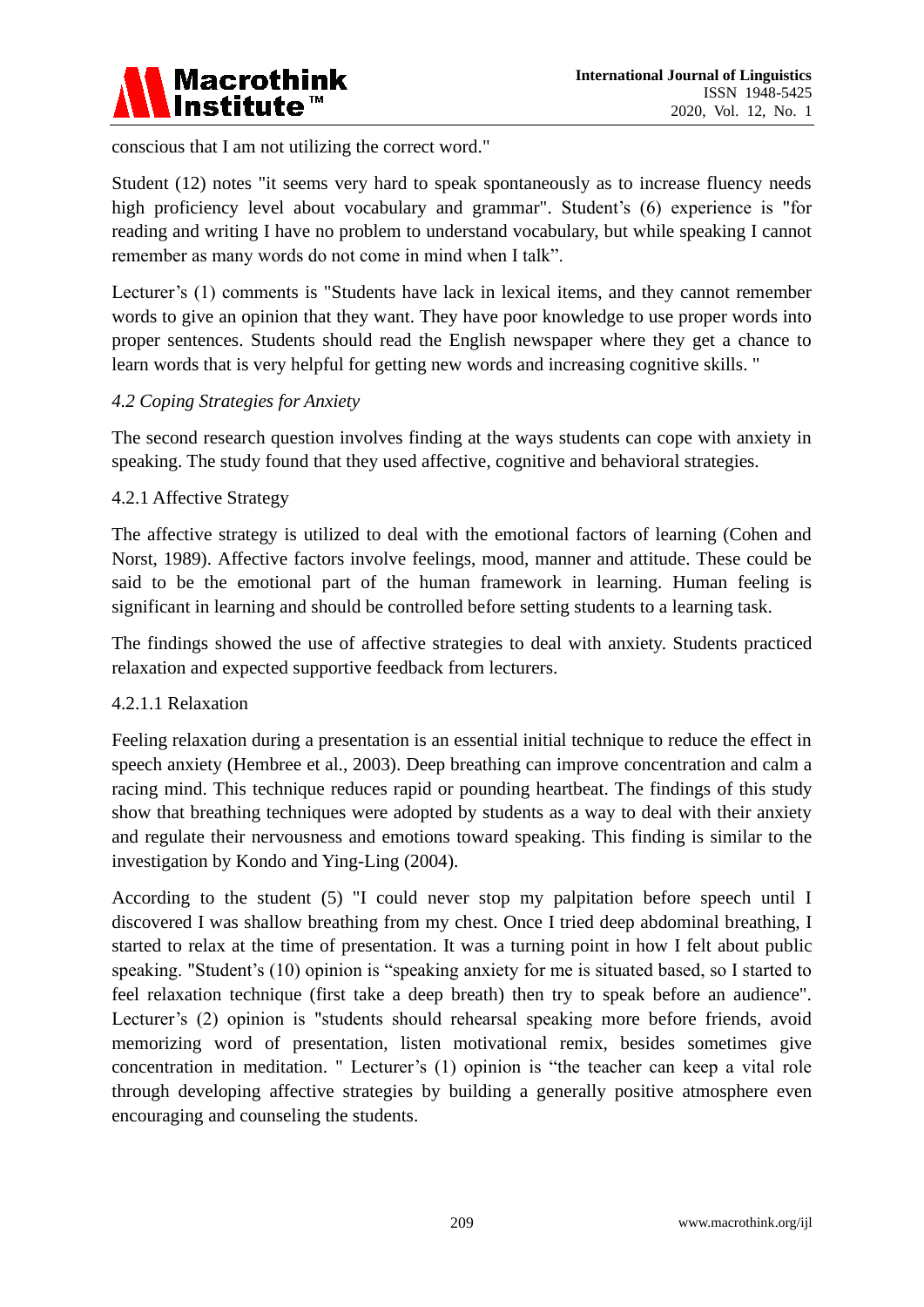conscious that I am not utilizing the correct word."

Student (12) notes "it seems very hard to speak spontaneously as to increase fluency needs high proficiency level about vocabulary and grammar". Student's (6) experience is "for reading and writing I have no problem to understand vocabulary, but while speaking I cannot remember as many words do not come in mind when I talk".

Lecturer's (1) comments is "Students have lack in lexical items, and they cannot remember words to give an opinion that they want. They have poor knowledge to use proper words into proper sentences. Students should read the English newspaper where they get a chance to learn words that is very helpful for getting new words and increasing cognitive skills. "

### *4.2 Coping Strategies for Anxiety*

The second research question involves finding at the ways students can cope with anxiety in speaking. The study found that they used affective, cognitive and behavioral strategies.

#### 4.2.1 Affective Strategy

The affective strategy is utilized to deal with the emotional factors of learning (Cohen and Norst, 1989). Affective factors involve feelings, mood, manner and attitude. These could be said to be the emotional part of the human framework in learning. Human feeling is significant in learning and should be controlled before setting students to a learning task.

The findings showed the use of affective strategies to deal with anxiety. Students practiced relaxation and expected supportive feedback from lecturers.

##### 4.2.1.1 Relaxation

Feeling relaxation during a presentation is an essential initial technique to reduce the effect in speech anxiety (Hembree et al., 2003). Deep breathing can improve concentration and calm a racing mind. This technique reduces rapid or pounding heartbeat. The findings of this study show that breathing techniques were adopted by students as a way to deal with their anxiety and regulate their nervousness and emotions toward speaking. This finding is similar to the investigation by Kondo and Ying-Ling (2004).

According to the student (5) "I could never stop my palpitation before speech until I discovered I was shallow breathing from my chest. Once I tried deep abdominal breathing, I started to relax at the time of presentation. It was a turning point in how I felt about public speaking. "Student's (10) opinion is "speaking anxiety for me is situated based, so I started to feel relaxation technique (first take a deep breath) then try to speak before an audience". Lecturer's (2) opinion is "students should rehearsal speaking more before friends, avoid memorizing word of presentation, listen motivational remix, besides sometimes give concentration in meditation. " Lecturer's (1) opinion is "the teacher can keep a vital role through developing affective strategies by building a generally positive atmosphere even encouraging and counseling the students.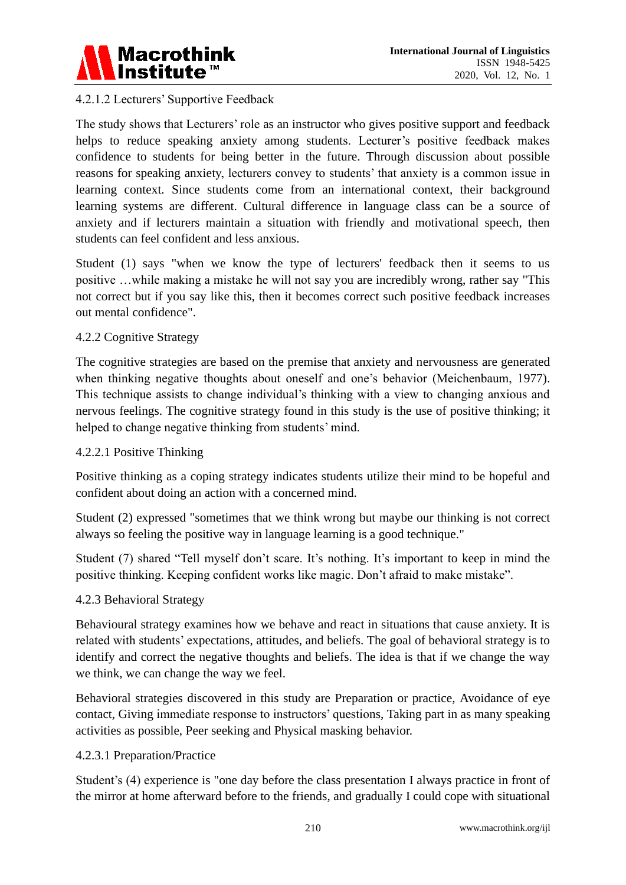#### 4.2.1.2 Lecturers' Supportive Feedback

The study shows that Lecturers' role as an instructor who gives positive support and feedback helps to reduce speaking anxiety among students. Lecturer's positive feedback makes confidence to students for being better in the future. Through discussion about possible reasons for speaking anxiety, lecturers convey to students' that anxiety is a common issue in learning context. Since students come from an international context, their background learning systems are different. Cultural difference in language class can be a source of anxiety and if lecturers maintain a situation with friendly and motivational speech, then students can feel confident and less anxious.

Student (1) says "when we know the type of lecturers' feedback then it seems to us positive …while making a mistake he will not say you are incredibly wrong, rather say "This not correct but if you say like this, then it becomes correct such positive feedback increases out mental confidence".

### 4.2.2 Cognitive Strategy

The cognitive strategies are based on the premise that anxiety and nervousness are generated when thinking negative thoughts about oneself and one's behavior (Meichenbaum, 1977). This technique assists to change individual's thinking with a view to changing anxious and nervous feelings. The cognitive strategy found in this study is the use of positive thinking; it helped to change negative thinking from students' mind.

#### 4.2.2.1 Positive Thinking

Positive thinking as a coping strategy indicates students utilize their mind to be hopeful and confident about doing an action with a concerned mind.

Student (2) expressed "sometimes that we think wrong but maybe our thinking is not correct always so feeling the positive way in language learning is a good technique."

Student (7) shared "Tell myself don't scare. It's nothing. It's important to keep in mind the positive thinking. Keeping confident works like magic. Don't afraid to make mistake".

### 4.2.3 Behavioral Strategy

Behavioural strategy examines how we behave and react in situations that cause anxiety. It is related with students' expectations, attitudes, and beliefs. The goal of behavioral strategy is to identify and correct the negative thoughts and beliefs. The idea is that if we change the way we think, we can change the way we feel.

Behavioral strategies discovered in this study are Preparation or practice, Avoidance of eye contact, Giving immediate response to instructors' questions, Taking part in as many speaking activities as possible, Peer seeking and Physical masking behavior.

#### 4.2.3.1 Preparation/Practice

Student's (4) experience is "one day before the class presentation I always practice in front of the mirror at home afterward before to the friends, and gradually I could cope with situational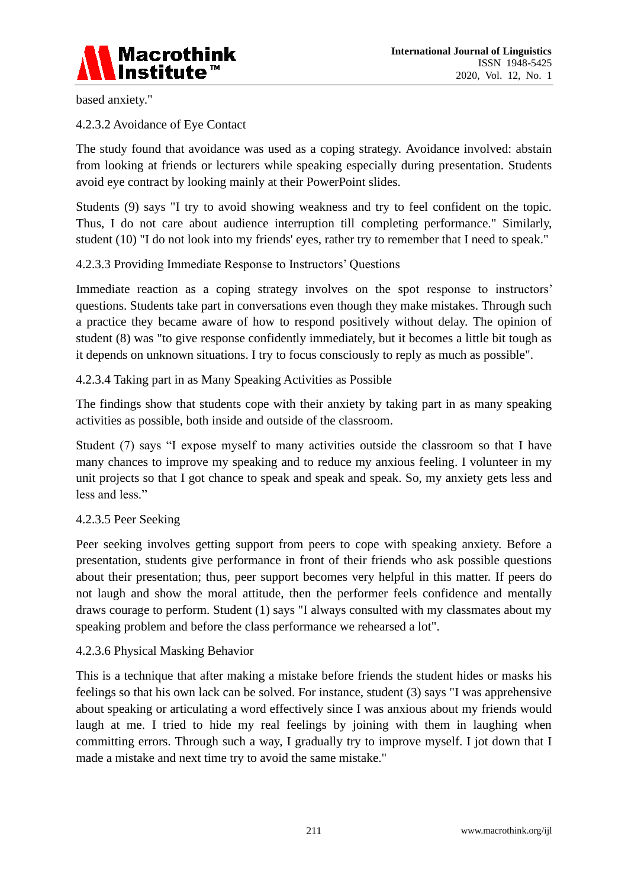based anxiety."

#### 4.2.3.2 Avoidance of Eye Contact

The study found that avoidance was used as a coping strategy. Avoidance involved: abstain from looking at friends or lecturers while speaking especially during presentation. Students avoid eye contract by looking mainly at their PowerPoint slides.

Students (9) says "I try to avoid showing weakness and try to feel confident on the topic. Thus, I do not care about audience interruption till completing performance." Similarly, student (10) "I do not look into my friends' eyes, rather try to remember that I need to speak."

#### 4.2.3.3 Providing Immediate Response to Instructors' Questions

Immediate reaction as a coping strategy involves on the spot response to instructors' questions. Students take part in conversations even though they make mistakes. Through such a practice they became aware of how to respond positively without delay. The opinion of student (8) was "to give response confidently immediately, but it becomes a little bit tough as it depends on unknown situations. I try to focus consciously to reply as much as possible".

#### 4.2.3.4 Taking part in as Many Speaking Activities as Possible

The findings show that students cope with their anxiety by taking part in as many speaking activities as possible, both inside and outside of the classroom.

Student (7) says "I expose myself to many activities outside the classroom so that I have many chances to improve my speaking and to reduce my anxious feeling. I volunteer in my unit projects so that I got chance to speak and speak and speak. So, my anxiety gets less and less and less."

#### 4.2.3.5 Peer Seeking

Peer seeking involves getting support from peers to cope with speaking anxiety. Before a presentation, students give performance in front of their friends who ask possible questions about their presentation; thus, peer support becomes very helpful in this matter. If peers do not laugh and show the moral attitude, then the performer feels confidence and mentally draws courage to perform. Student (1) says "I always consulted with my classmates about my speaking problem and before the class performance we rehearsed a lot".

#### 4.2.3.6 Physical Masking Behavior

This is a technique that after making a mistake before friends the student hides or masks his feelings so that his own lack can be solved. For instance, student (3) says "I was apprehensive about speaking or articulating a word effectively since I was anxious about my friends would laugh at me. I tried to hide my real feelings by joining with them in laughing when committing errors. Through such a way, I gradually try to improve myself. I jot down that I made a mistake and next time try to avoid the same mistake."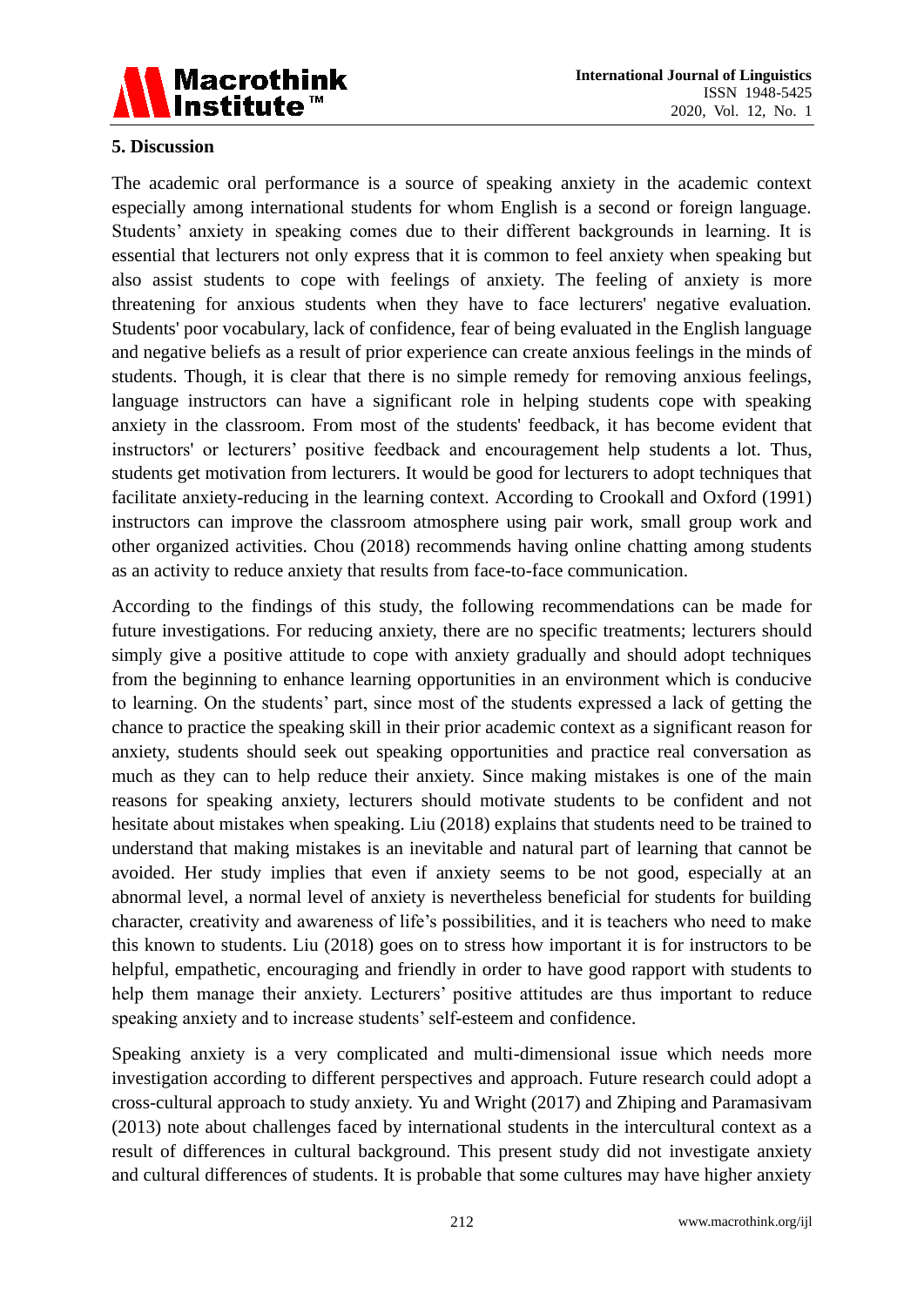## 5. Discussion

The academic oral performance is a source of speaking anxiety in the academic context especially among international students for whom English is a second or foreign language. Students' anxiety in speaking comes due to their different backgrounds in learning. It is essential that lecturers not only express that it is common to feel anxiety when speaking but also assist students to cope with feelings of anxiety. The feeling of anxiety is more threatening for anxious students when they have to face lecturers' negative evaluation. Students' poor vocabulary, lack of confidence, fear of being evaluated in the English language and negative beliefs as a result of prior experience can create anxious feelings in the minds of students. Though, it is clear that there is no simple remedy for removing anxious feelings, language instructors can have a significant role in helping students cope with speaking anxiety in the classroom. From most of the students' feedback, it has become evident that instructors' or lecturers' positive feedback and encouragement help students a lot. Thus, students get motivation from lecturers. It would be good for lecturers to adopt techniques that facilitate anxiety-reducing in the learning context. According to Crookall and Oxford (1991) instructors can improve the classroom atmosphere using pair work, small group work and other organized activities. Chou (2018) recommends having online chatting among students as an activity to reduce anxiety that results from face-to-face communication.

According to the findings of this study, the following recommendations can be made for future investigations. For reducing anxiety, there are no specific treatments; lecturers should simply give a positive attitude to cope with anxiety gradually and should adopt techniques from the beginning to enhance learning opportunities in an environment which is conducive to learning. On the students' part, since most of the students expressed a lack of getting the chance to practice the speaking skill in their prior academic context as a significant reason for anxiety, students should seek out speaking opportunities and practice real conversation as much as they can to help reduce their anxiety. Since making mistakes is one of the main reasons for speaking anxiety, lecturers should motivate students to be confident and not hesitate about mistakes when speaking. Liu (2018) explains that students need to be trained to understand that making mistakes is an inevitable and natural part of learning that cannot be avoided. Her study implies that even if anxiety seems to be not good, especially at an abnormal level, a normal level of anxiety is nevertheless beneficial for students for building character, creativity and awareness of life's possibilities, and it is teachers who need to make this known to students. Liu (2018) goes on to stress how important it is for instructors to be helpful, empathetic, encouraging and friendly in order to have good rapport with students to help them manage their anxiety. Lecturers' positive attitudes are thus important to reduce speaking anxiety and to increase students' self-esteem and confidence.

Speaking anxiety is a very complicated and multi-dimensional issue which needs more investigation according to different perspectives and approach. Future research could adopt a cross-cultural approach to study anxiety. Yu and Wright (2017) and Zhiping and Paramasivam (2013) note about challenges faced by international students in the intercultural context as a result of differences in cultural background. This present study did not investigate anxiety and cultural differences of students. It is probable that some cultures may have higher anxiety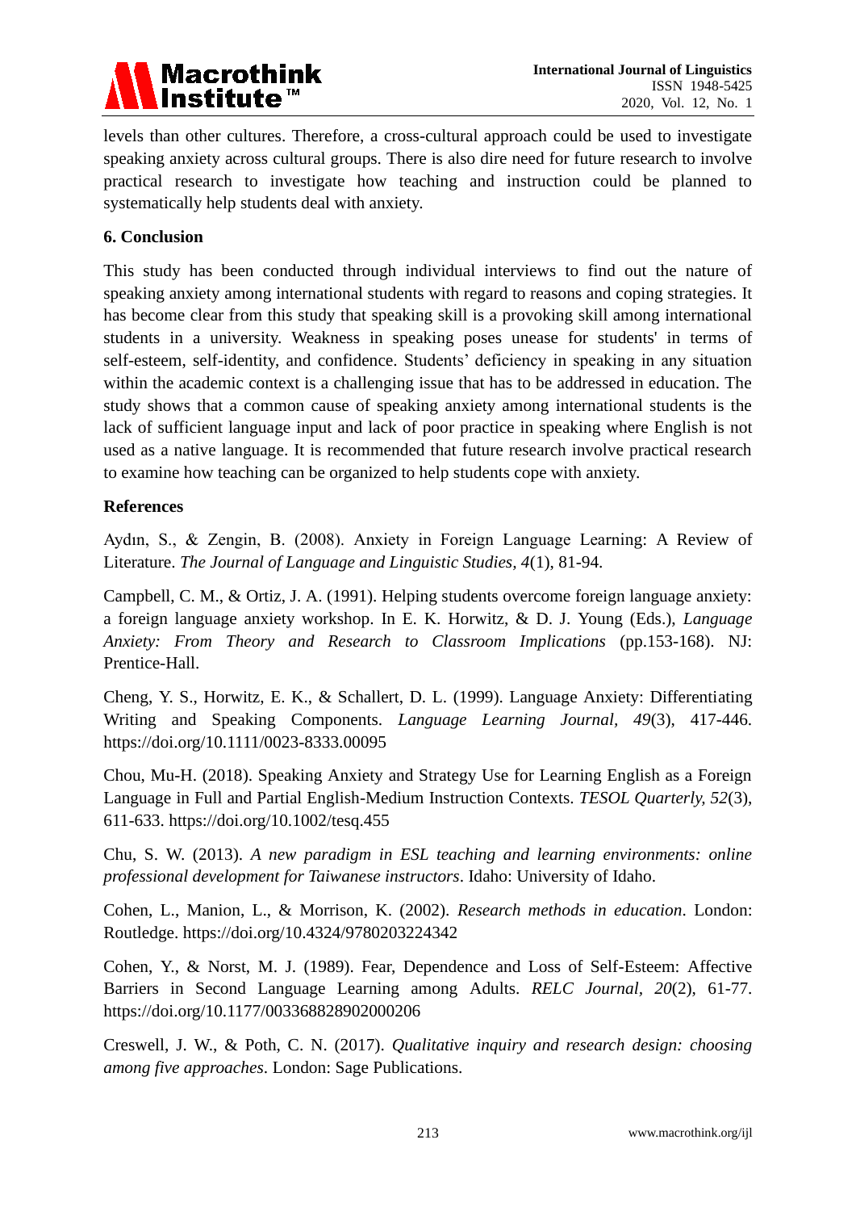levels than other cultures. Therefore, a cross-cultural approach could be used to investigate speaking anxiety across cultural groups. There is also dire need for future research to involve practical research to investigate how teaching and instruction could be planned to systematically help students deal with anxiety.

## 6. Conclusion

This study has been conducted through individual interviews to find out the nature of speaking anxiety among international students with regard to reasons and coping strategies. It has become clear from this study that speaking skill is a provoking skill among international students in a university. Weakness in speaking poses unease for students' in terms of self-esteem, self-identity, and confidence. Students' deficiency in speaking in any situation within the academic context is a challenging issue that has to be addressed in education. The study shows that a common cause of speaking anxiety among international students is the lack of sufficient language input and lack of poor practice in speaking where English is not used as a native language. It is recommended that future research involve practical research to examine how teaching can be organized to help students cope with anxiety.

## References

Aydın, S., & Zengin, B. (2008). Anxiety in Foreign Language Learning: A Review of Literature. *The Journal of Language and Linguistic Studies, 4*(1), 81-94.

Campbell, C. M., & Ortiz, J. A. (1991). Helping students overcome foreign language anxiety: a foreign language anxiety workshop. In E. K. Horwitz, & D. J. Young (Eds.), *Language Anxiety: From Theory and Research to Classroom Implications* (pp.153-168). NJ: Prentice-Hall.

Cheng, Y. S., Horwitz, E. K., & Schallert, D. L. (1999). Language Anxiety: Differentiating Writing and Speaking Components. *Language Learning Journal, 49*(3), 417-446. https://doi.org/10.1111/0023-8333.00095

Chou, Mu-H. (2018). Speaking Anxiety and Strategy Use for Learning English as a Foreign Language in Full and Partial English-Medium Instruction Contexts. *TESOL Quarterly, 52*(3), 611-633. https://doi.org/10.1002/tesq.455

Chu, S. W. (2013). *A new paradigm in ESL teaching and learning environments: online professional development for Taiwanese instructors*. Idaho: University of Idaho.

Cohen, L., Manion, L., & Morrison, K. (2002). *Research methods in education*. London: Routledge. https://doi.org/10.4324/9780203224342

Cohen, Y., & Norst, M. J. (1989). Fear, Dependence and Loss of Self-Esteem: Affective Barriers in Second Language Learning among Adults. *RELC Journal, 20*(2), 61-77. https://doi.org/10.1177/003368828902000206

Creswell, J. W., & Poth, C. N. (2017). *Qualitative inquiry and research design: choosing among five approaches*. London: Sage Publications.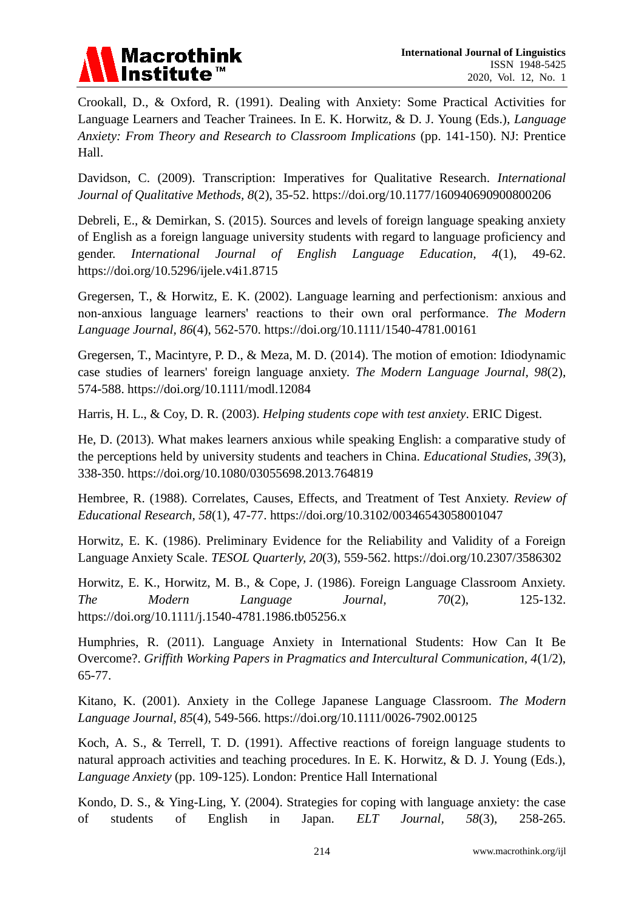Crookall, D., & Oxford, R. (1991). Dealing with Anxiety: Some Practical Activities for Language Learners and Teacher Trainees. In E. K. Horwitz, & D. J. Young (Eds.), *Language Anxiety: From Theory and Research to Classroom Implications* (pp. 141-150). NJ: Prentice Hall.

Davidson, C. (2009). Transcription: Imperatives for Qualitative Research. *International Journal of Qualitative Methods, 8*(2), 35-52. https://doi.org/10.1177/160940690900800206

Debreli, E., & Demirkan, S. (2015). Sources and levels of foreign language speaking anxiety of English as a foreign language university students with regard to language proficiency and gender. *International Journal of English Language Education, 4*(1), 49-62. https://doi.org/10.5296/ijele.v4i1.8715

Gregersen, T., & Horwitz, E. K. (2002). Language learning and perfectionism: anxious and non-anxious language learners' reactions to their own oral performance. *The Modern Language Journal, 86*(4), 562-570. https://doi.org/10.1111/1540-4781.00161

Gregersen, T., Macintyre, P. D., & Meza, M. D. (2014). The motion of emotion: Idiodynamic case studies of learners' foreign language anxiety. *The Modern Language Journal, 98*(2), 574-588. https://doi.org/10.1111/modl.12084

Harris, H. L., & Coy, D. R. (2003). *Helping students cope with test anxiety*. ERIC Digest.

He, D. (2013). What makes learners anxious while speaking English: a comparative study of the perceptions held by university students and teachers in China. *Educational Studies, 39*(3), 338-350. https://doi.org/10.1080/03055698.2013.764819

Hembree, R. (1988). Correlates, Causes, Effects, and Treatment of Test Anxiety. *Review of Educational Research, 58*(1), 47-77. https://doi.org/10.3102/00346543058001047

Horwitz, E. K. (1986). Preliminary Evidence for the Reliability and Validity of a Foreign Language Anxiety Scale. *TESOL Quarterly, 20*(3), 559-562. https://doi.org/10.2307/3586302

Horwitz, E. K., Horwitz, M. B., & Cope, J. (1986). Foreign Language Classroom Anxiety. *The Modern Language Journal, 70*(2), 125-132. https://doi.org/10.1111/j.1540-4781.1986.tb05256.x

Humphries, R. (2011). Language Anxiety in International Students: How Can It Be Overcome?. *Griffith Working Papers in Pragmatics and Intercultural Communication, 4*(1/2), 65-77.

Kitano, K. (2001). Anxiety in the College Japanese Language Classroom. *The Modern Language Journal, 85*(4), 549-566. https://doi.org/10.1111/0026-7902.00125

Koch, A. S., & Terrell, T. D. (1991). Affective reactions of foreign language students to natural approach activities and teaching procedures. In E. K. Horwitz, & D. J. Young (Eds.), *Language Anxiety* (pp. 109-125). London: Prentice Hall International

Kondo, D. S., & Ying-Ling, Y. (2004). Strategies for coping with language anxiety: the case of students of English in Japan. *ELT Journal, 58*(3), 258-265.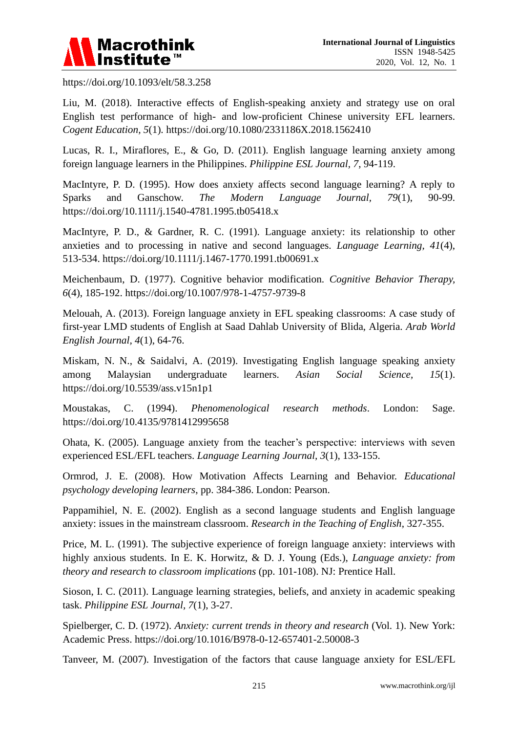https://doi.org/10.1093/elt/58.3.258

Liu, M. (2018). Interactive effects of English-speaking anxiety and strategy use on oral English test performance of high- and low-proficient Chinese university EFL learners. *Cogent Education, 5*(1). https://doi.org/10.1080/2331186X.2018.1562410

Lucas, R. I., Miraflores, E., & Go, D. (2011). English language learning anxiety among foreign language learners in the Philippines. *Philippine ESL Journal, 7*, 94-119.

MacIntyre, P. D. (1995). How does anxiety affects second language learning? A reply to Sparks and Ganschow. *The Modern Language Journal, 79*(1), 90-99. https://doi.org/10.1111/j.1540-4781.1995.tb05418.x

MacIntyre, P. D., & Gardner, R. C. (1991). Language anxiety: its relationship to other anxieties and to processing in native and second languages. *Language Learning, 41*(4), 513-534. https://doi.org/10.1111/j.1467-1770.1991.tb00691.x

Meichenbaum, D. (1977). Cognitive behavior modification. *Cognitive Behavior Therapy, 6*(4), 185-192. https://doi.org/10.1007/978-1-4757-9739-8

Melouah, A. (2013). Foreign language anxiety in EFL speaking classrooms: A case study of first-year LMD students of English at Saad Dahlab University of Blida, Algeria. *Arab World English Journal, 4*(1), 64-76.

Miskam, N. N., & Saidalvi, A. (2019). Investigating English language speaking anxiety among Malaysian undergraduate learners. *Asian Social Science, 15*(1). https://doi.org/10.5539/ass.v15n1p1

Moustakas, C. (1994). *Phenomenological research methods*. London: Sage. https://doi.org/10.4135/9781412995658

Ohata, K. (2005). Language anxiety from the teacher's perspective: interviews with seven experienced ESL/EFL teachers. *Language Learning Journal, 3*(1), 133-155.

Ormrod, J. E. (2008). How Motivation Affects Learning and Behavior. *Educational psychology developing learners*, pp. 384-386. London: Pearson.

Pappamihiel, N. E. (2002). English as a second language students and English language anxiety: issues in the mainstream classroom. *Research in the Teaching of English*, 327-355.

Price, M. L. (1991). The subjective experience of foreign language anxiety: interviews with highly anxious students. In E. K. Horwitz, & D. J. Young (Eds.), *Language anxiety: from theory and research to classroom implications* (pp. 101-108). NJ: Prentice Hall.

Sioson, I. C. (2011). Language learning strategies, beliefs, and anxiety in academic speaking task. *Philippine ESL Journal, 7*(1), 3-27.

Spielberger, C. D. (1972). *Anxiety: current trends in theory and research* (Vol. 1). New York: Academic Press. https://doi.org/10.1016/B978-0-12-657401-2.50008-3

Tanveer, M. (2007). Investigation of the factors that cause language anxiety for ESL/EFL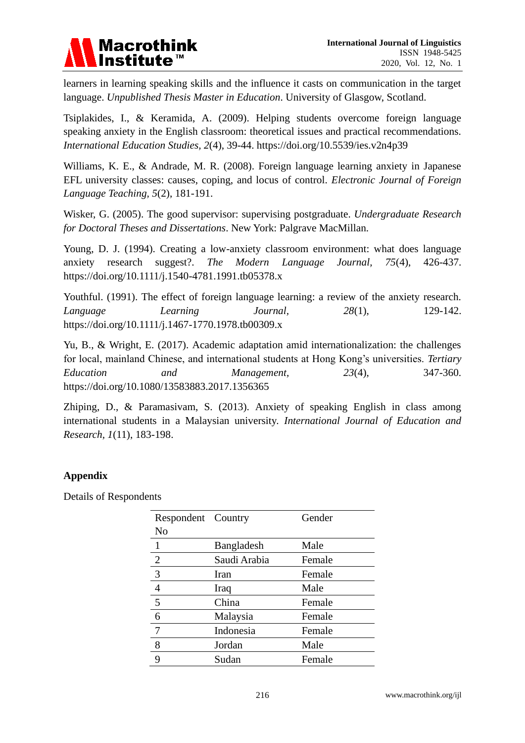learners in learning speaking skills and the influence it casts on communication in the target language. *Unpublished Thesis Master in Education*. University of Glasgow, Scotland.

Tsiplakides, I., & Keramida, A. (2009). Helping students overcome foreign language speaking anxiety in the English classroom: theoretical issues and practical recommendations. *International Education Studies, 2*(4), 39-44. https://doi.org/10.5539/ies.v2n4p39

Williams, K. E., & Andrade, M. R. (2008). Foreign language learning anxiety in Japanese EFL university classes: causes, coping, and locus of control. *Electronic Journal of Foreign Language Teaching, 5*(2), 181-191.

Wisker, G. (2005). The good supervisor: supervising postgraduate. *Undergraduate Research for Doctoral Theses and Dissertations*. New York: Palgrave MacMillan.

Young, D. J. (1994). Creating a low-anxiety classroom environment: what does language anxiety research suggest?. *The Modern Language Journal, 75*(4), 426-437. https://doi.org/10.1111/j.1540-4781.1991.tb05378.x

Youthful. (1991). The effect of foreign language learning: a review of the anxiety research. *Language Learning Journal, 28*(1), 129-142. https://doi.org/10.1111/j.1467-1770.1978.tb00309.x

Yu, B., & Wright, E. (2017). Academic adaptation amid internationalization: the challenges for local, mainland Chinese, and international students at Hong Kong's universities. *Tertiary Education and Management, 23*(4), 347-360. https://doi.org/10.1080/13583883.2017.1356365

Zhiping, D., & Paramasivam, S. (2013). Anxiety of speaking English in class among international students in a Malaysian university. *International Journal of Education and Research, 1*(11), 183-198.

## Appendix

Details of Respondents

| Respondent No | Country | Gender |
|---|---|---|
| 1 | Bangladesh | Male |
| 2 | Saudi Arabia | Female |
| 3 | Iran | Female |
| 4 | Iraq | Male |
| 5 | China | Female |
| 6 | Malaysia | Female |
| 7 | Indonesia | Female |
| 8 | Jordan | Male |
| 9 | Sudan | Female |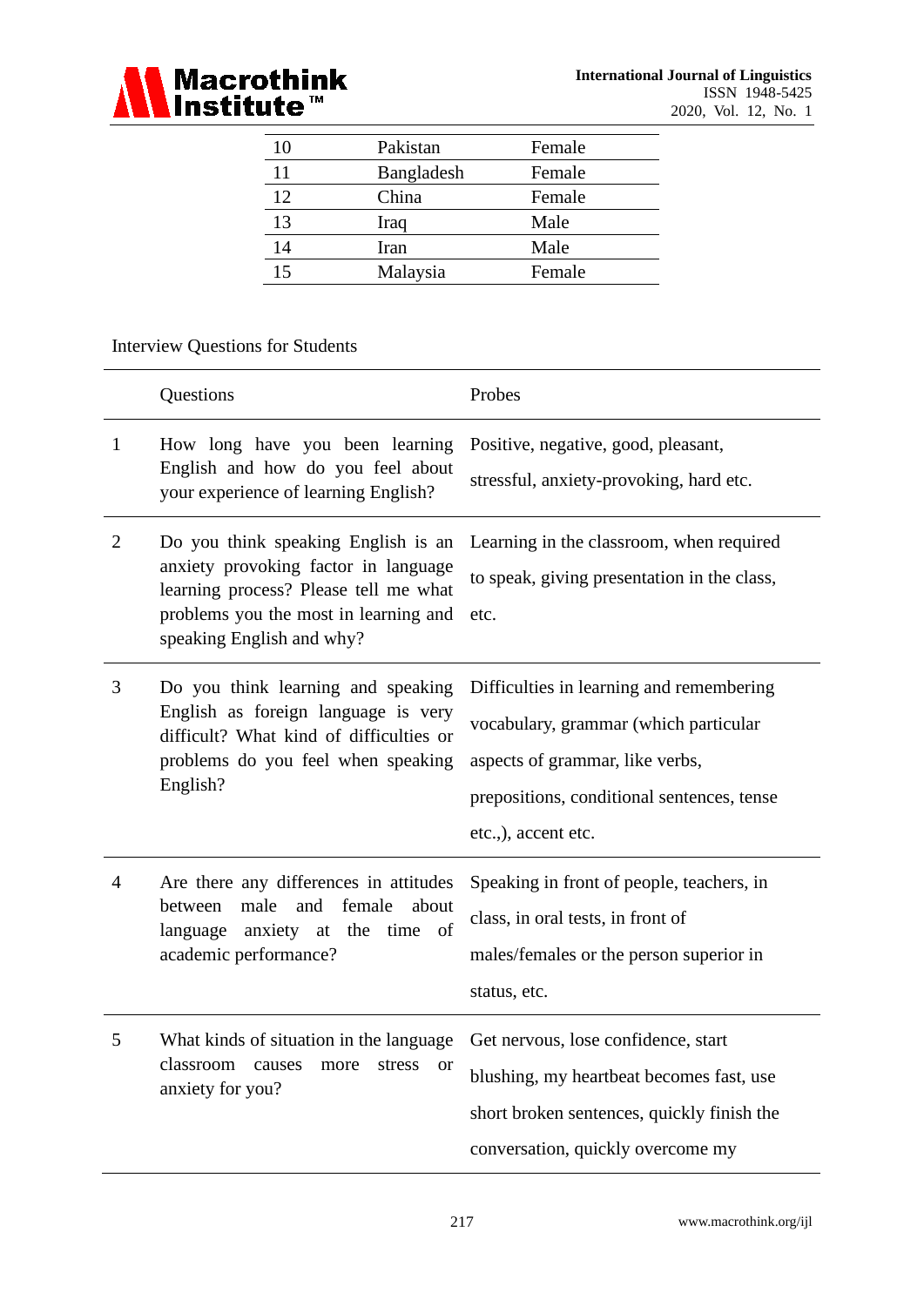| 10 | Pakistan | Female |
|---|---|---|
| 11 | Bangladesh | Female |
| 12 | China | Female |
| 13 | Iraq | Male |
| 14 | Iran | Male |
| 15 | Malaysia | Female |

Interview Questions for Students

| | Questions | Probes |
|---|---|---|
| 1 | How long have you been learning English and how do you feel about your experience of learning English? | Positive, negative, good, pleasant, stressful, anxiety-provoking, hard etc. |
| 2 | Do you think speaking English is an anxiety provoking factor in language learning process? Please tell me what problems you the most in learning and speaking English and why? | Learning in the classroom, when required to speak, giving presentation in the class, etc. |
| 3 | Do you think learning and speaking English as foreign language is very difficult? What kind of difficulties or problems do you feel when speaking English? | Difficulties in learning and remembering vocabulary, grammar (which particular aspects of grammar, like verbs, prepositions, conditional sentences, tense etc.,), accent etc. |
| 4 | Are there any differences in attitudes between male and female about language anxiety at the time of academic performance? | Speaking in front of people, teachers, in class, in oral tests, in front of males/females or the person superior in status, etc. |
| 5 | What kinds of situation in the language classroom causes more stress or anxiety for you? | Get nervous, lose confidence, start blushing, my heartbeat becomes fast, use short broken sentences, quickly finish the conversation, quickly overcome my |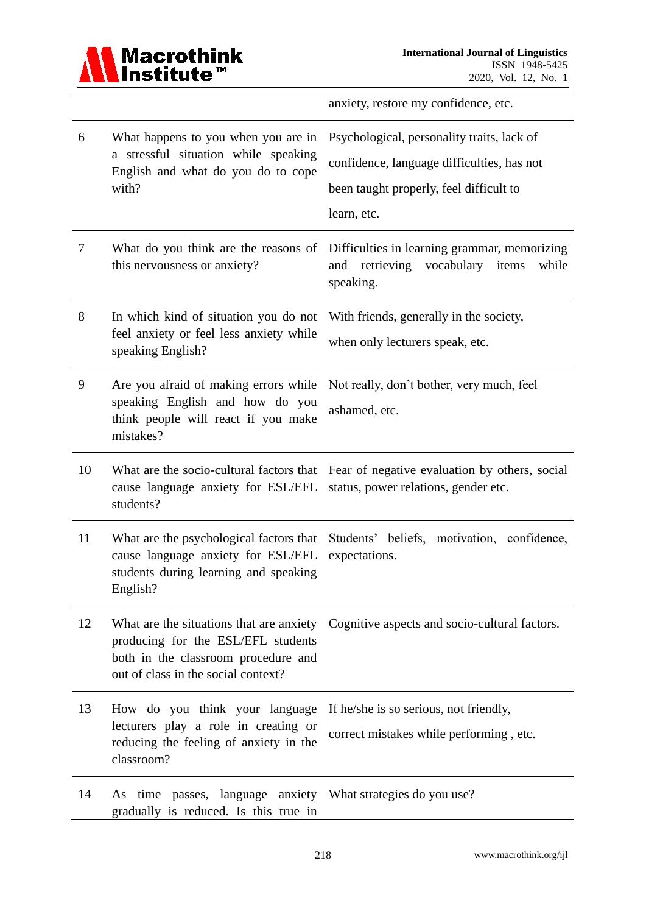| | | |
|---|---|---|
| | | anxiety, restore my confidence, etc. |
| 6 | What happens to you when you are in a stressful situation while speaking English and what do you do to cope with? | Psychological, personality traits, lack of confidence, language difficulties, has not been taught properly, feel difficult to learn, etc. |
| 7 | What do you think are the reasons of this nervousness or anxiety? | Difficulties in learning grammar, memorizing and retrieving vocabulary items while speaking. |
| 8 | In which kind of situation you do not feel anxiety or feel less anxiety while speaking English? | With friends, generally in the society, when only lecturers speak, etc. |
| 9 | Are you afraid of making errors while speaking English and how do you think people will react if you make mistakes? | Not really, don't bother, very much, feel ashamed, etc. |
| 10 | What are the socio-cultural factors that cause language anxiety for ESL/EFL students? | Fear of negative evaluation by others, social status, power relations, gender etc. |
| 11 | What are the psychological factors that cause language anxiety for ESL/EFL students during learning and speaking English? | Students' beliefs, motivation, confidence, expectations. |
| 12 | What are the situations that are anxiety producing for the ESL/EFL students both in the classroom procedure and out of class in the social context? | Cognitive aspects and socio-cultural factors. |
| 13 | How do you think your language lecturers play a role in creating or reducing the feeling of anxiety in the classroom? | If he/she is so serious, not friendly, correct mistakes while performing , etc. |
| 14 | As time passes, language anxiety gradually is reduced. Is this true in | What strategies do you use? |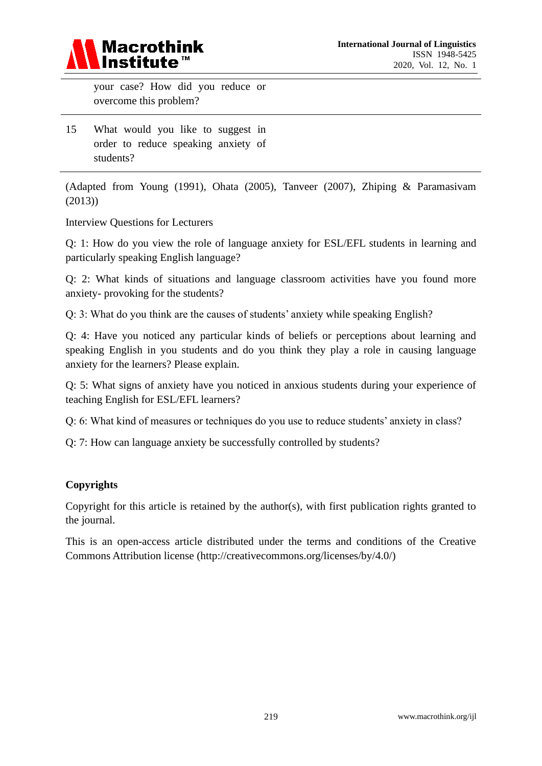| | | |
|---|---|---|
| | your case? How did you reduce or overcome this problem? | |
| 15 | What would you like to suggest in order to reduce speaking anxiety of students? | |

(Adapted from Young (1991), Ohata (2005), Tanveer (2007), Zhiping & Paramasivam (2013))

Interview Questions for Lecturers

Q: 1: How do you view the role of language anxiety for ESL/EFL students in learning and particularly speaking English language?

Q: 2: What kinds of situations and language classroom activities have you found more anxiety- provoking for the students?

Q: 3: What do you think are the causes of students' anxiety while speaking English?

Q: 4: Have you noticed any particular kinds of beliefs or perceptions about learning and speaking English in you students and do you think they play a role in causing language anxiety for the learners? Please explain.

Q: 5: What signs of anxiety have you noticed in anxious students during your experience of teaching English for ESL/EFL learners?

Q: 6: What kind of measures or techniques do you use to reduce students' anxiety in class?

Q: 7: How can language anxiety be successfully controlled by students?

**Copyrights**

Copyright for this article is retained by the author(s), with first publication rights granted to the journal.

This is an open-access article distributed under the terms and conditions of the Creative Commons Attribution license (http://creativecommons.org/licenses/by/4.0/)